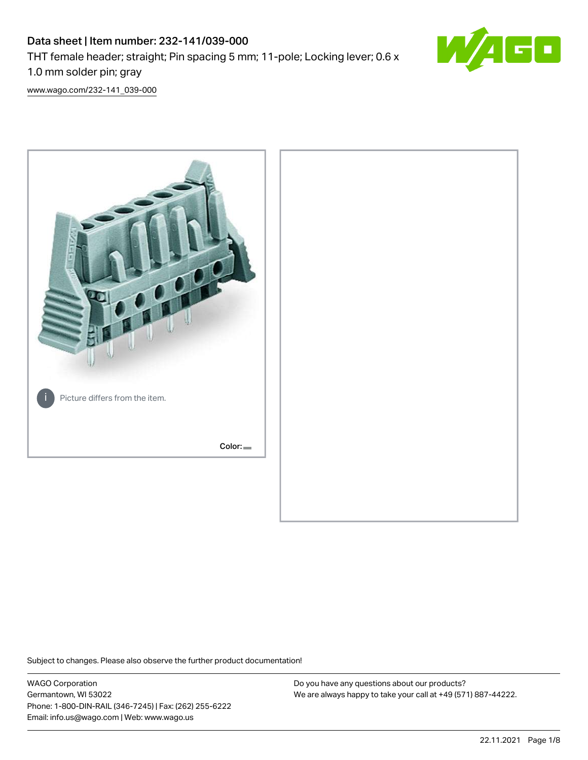# Data sheet | Item number: 232-141/039-000

THT female header; straight; Pin spacing 5 mm; 11-pole; Locking lever; 0.6 x 1.0 mm solder pin; gray

[www.wago.com/232-141_039-000](www.wago.com/232-141_039-000)

Picture differs from the item.

Color:

Subject to changes. Please also observe the further product documentation!

WAGO Corporation
Germantown, WI 53022
Phone: 1-800-DIN-RAIL (346-7245) | Fax: (262) 255-6222
Email: info.us@wago.com | Web: www.wago.us

Do you have any questions about our products?
We are always happy to take your call at +49 (571) 887-44222.

22.11.2021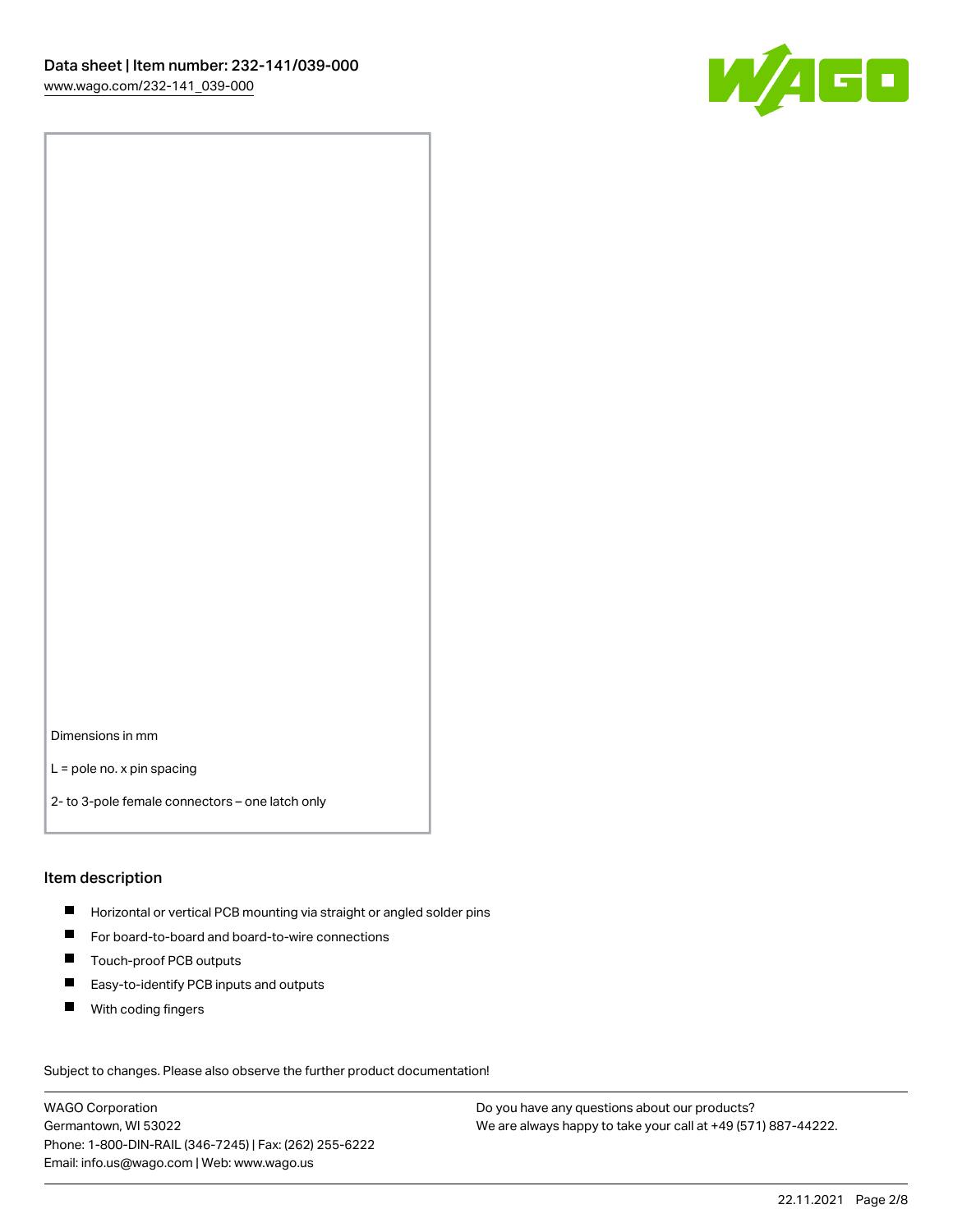Dimensions in mm

L = pole no. x pin spacing

2- to 3-pole female connectors – one latch only

## Item description

- Horizontal or vertical PCB mounting via straight or angled solder pins
- For board-to-board and board-to-wire connections
- Touch-proof PCB outputs
- Easy-to-identify PCB inputs and outputs
- With coding fingers

Subject to changes. Please also observe the further product documentation!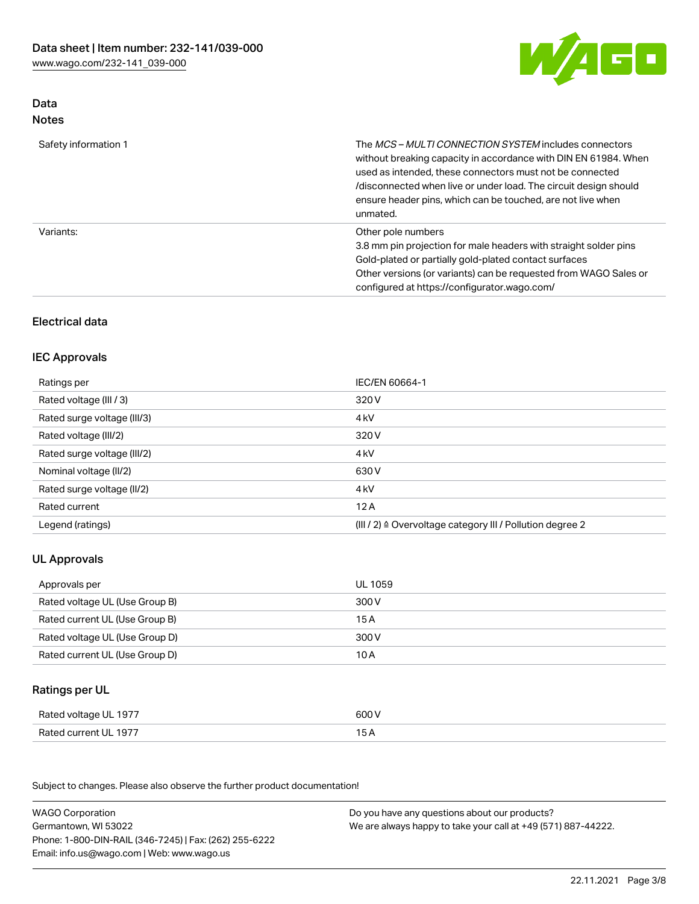## Data
### Notes

| | |
|---|---|
| Safety information 1 | The *MCS – MULTI CONNECTION SYSTEM* includes connectors without breaking capacity in accordance with DIN EN 61984. When used as intended, these connectors must not be connected /disconnected when live or under load. The circuit design should ensure header pins, which can be touched, are not live when unmated. |
| Variants: | Other pole numbers<br>3.8 mm pin projection for male headers with straight solder pins<br>Gold-plated or partially gold-plated contact surfaces<br>Other versions (or variants) can be requested from WAGO Sales or configured at https://configurator.wago.com/ |

## Electrical data

### IEC Approvals

| | |
|---|---|
| Ratings per | IEC/EN 60664-1 |
| Rated voltage (III / 3) | 320 V |
| Rated surge voltage (III/3) | 4 kV |
| Rated voltage (III/2) | 320 V |
| Rated surge voltage (III/2) | 4 kV |
| Nominal voltage (II/2) | 630 V |
| Rated surge voltage (II/2) | 4 kV |
| Rated current | 12 A |
| Legend (ratings) | (III / 2) ≙ Overvoltage category III / Pollution degree 2 |

### UL Approvals

| | |
|---|---|
| Approvals per | UL 1059 |
| Rated voltage UL (Use Group B) | 300 V |
| Rated current UL (Use Group B) | 15 A |
| Rated voltage UL (Use Group D) | 300 V |
| Rated current UL (Use Group D) | 10 A |

### Ratings per UL

| | |
|---|---|
| Rated voltage UL 1977 | 600 V |
| Rated current UL 1977 | 15 A |

Subject to changes. Please also observe the further product documentation!

WAGO Corporation
Germantown, WI 53022
Phone: 1-800-DIN-RAIL (346-7245) | Fax: (262) 255-6222
Email: info.us@wago.com | Web: www.wago.us

Do you have any questions about our products?
We are always happy to take your call at +49 (571) 887-44222.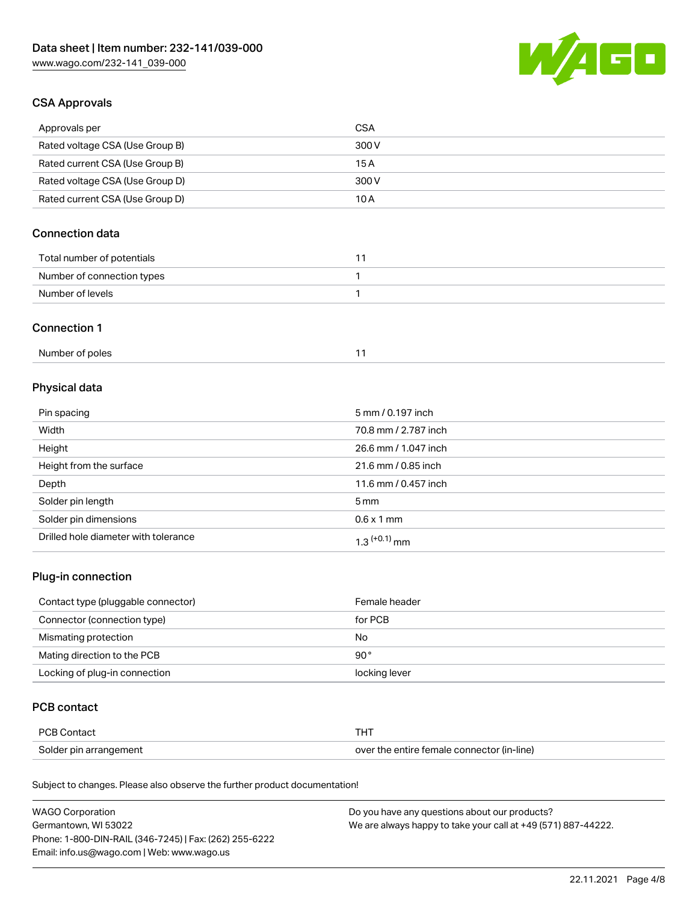## CSA Approvals

| Approvals per | CSA |
| --- | --- |
| Rated voltage CSA (Use Group B) | 300 V |
| Rated current CSA (Use Group B) | 15 A |
| Rated voltage CSA (Use Group D) | 300 V |
| Rated current CSA (Use Group D) | 10 A |

## Connection data

| Total number of potentials | 11 |
| --- | --- |
| Number of connection types | 1 |
| Number of levels | 1 |

## Connection 1

| Number of poles | 11 |
| --- | --- |

## Physical data

| Pin spacing | 5 mm / 0.197 inch |
| --- | --- |
| Width | 70.8 mm / 2.787 inch |
| Height | 26.6 mm / 1.047 inch |
| Height from the surface | 21.6 mm / 0.85 inch |
| Depth | 11.6 mm / 0.457 inch |
| Solder pin length | 5 mm |
| Solder pin dimensions | 0.6 x 1 mm |
| Drilled hole diameter with tolerance | $1.3^{(+0.1)}$ mm |

## Plug-in connection

| Contact type (pluggable connector) | Female header |
| --- | --- |
| Connector (connection type) | for PCB |
| Mismating protection | No |
| Mating direction to the PCB | 90° |
| Locking of plug-in connection | locking lever |

## PCB contact

| PCB Contact | THT |
| --- | --- |
| Solder pin arrangement | over the entire female connector (in-line) |

Subject to changes. Please also observe the further product documentation!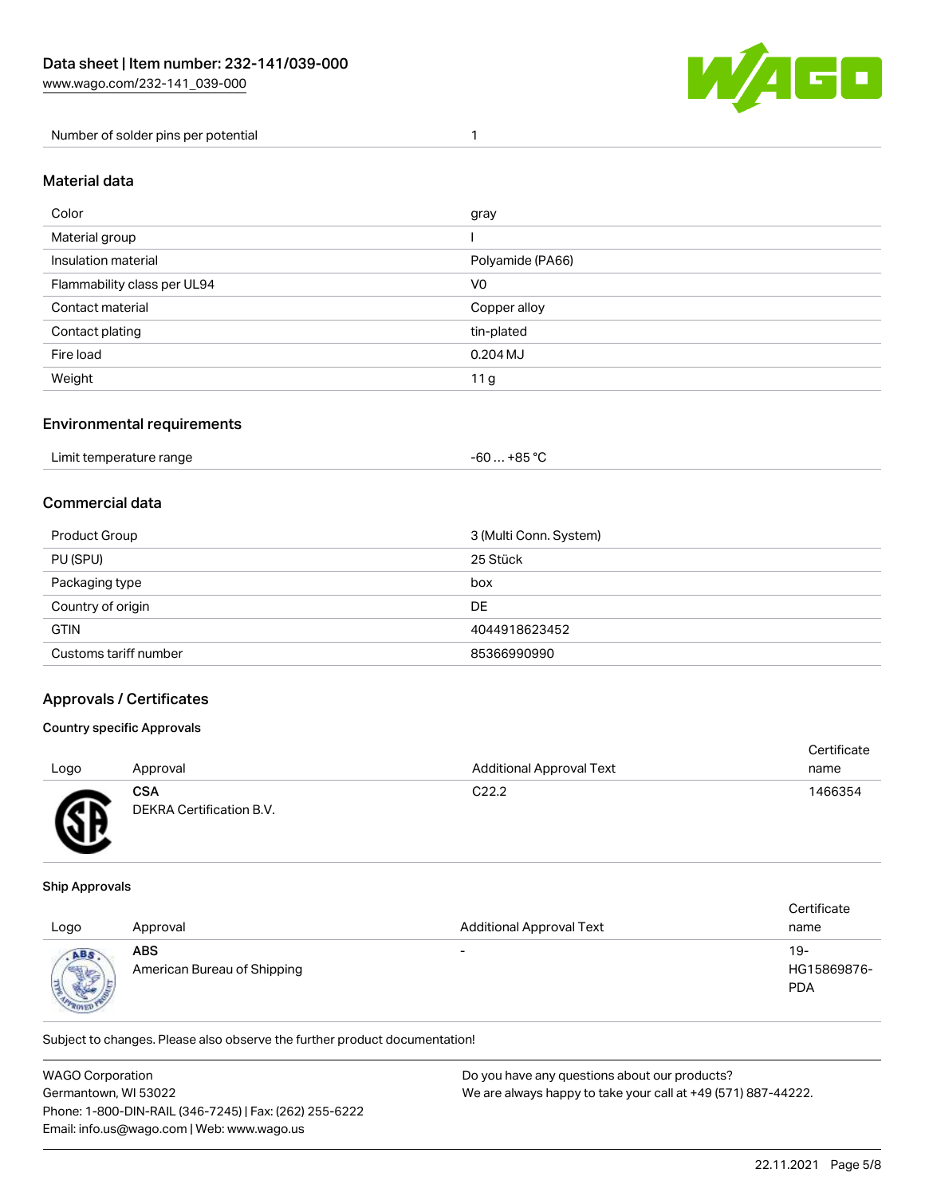| Number of solder pins per potential | 1 |
| --- | --- |

## Material data

| Color | gray |
| --- | --- |
| Material group | I |
| Insulation material | Polyamide (PA66) |
| Flammability class per UL94 | V0 |
| Contact material | Copper alloy |
| Contact plating | tin-plated |
| Fire load | 0.204 MJ |
| Weight | 11 g |

## Environmental requirements

| Limit temperature range | -60 … +85 °C |
| --- | --- |

## Commercial data

| Product Group | 3 (Multi Conn. System) |
| --- | --- |
| PU (SPU) | 25 Stück |
| Packaging type | box |
| Country of origin | DE |
| GTIN | 4044918623452 |
| Customs tariff number | 85366990990 |

## Approvals / Certificates

### Country specific Approvals

| Logo | Approval | Additional Approval Text | Certificate name |
| --- | --- | --- | --- |
| | **CSA** DEKRA Certification B.V. | C22.2 | 1466354 |

### Ship Approvals

| Logo | Approval | Additional Approval Text | Certificate name |
| --- | --- | --- | --- |
| | **ABS** American Bureau of Shipping | - | 19-HG15869876-PDA |

Subject to changes. Please also observe the further product documentation!

WAGO Corporation
Germantown, WI 53022
Phone: 1-800-DIN-RAIL (346-7245) | Fax: (262) 255-6222
Email: info.us@wago.com | Web: www.wago.us

Do you have any questions about our products?
We are always happy to take your call at +49 (571) 887-44222.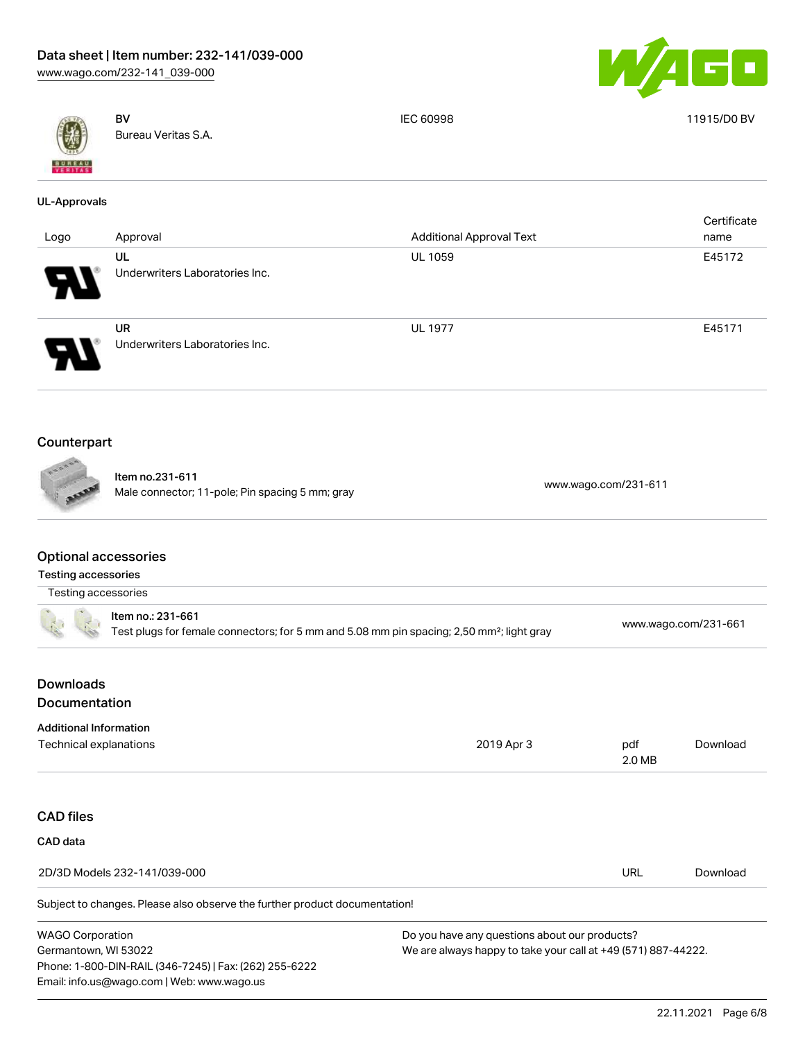| | BV<br>Bureau Veritas S.A. | IEC 60998 | 11915/D0 BV |
|---|---|---|---|

### UL-Approvals

| Logo | Approval | Additional Approval Text | Certificate name |
|---|---|---|---|
| | UL<br>Underwriters Laboratories Inc. | UL 1059 | E45172 |
| | UR<br>Underwriters Laboratories Inc. | UL 1977 | E45171 |

## Counterpart

| | | |
|---|---|---|
| | Item no.231-611<br>Male connector; 11-pole; Pin spacing 5 mm; gray | www.wago.com/231-611 |

## Optional accessories

### Testing accessories

Testing accessories

| | | |
|---|---|---|
| | Item no.: 231-661<br>Test plugs for female connectors; for 5 mm and 5.08 mm pin spacing; 2,50 mm²; light gray | www.wago.com/231-661 |

## Downloads

## Documentation

### Additional Information

| | | | |
|---|---|---|---|
| Technical explanations | 2019 Apr 3 | pdf<br>2.0 MB | Download |

## CAD files

### CAD data

| | | |
|---|---|---|
| 2D/3D Models 232-141/039-000 | URL | Download |

Subject to changes. Please also observe the further product documentation!

WAGO Corporation
Germantown, WI 53022
Phone: 1-800-DIN-RAIL (346-7245) | Fax: (262) 255-6222
Email: info.us@wago.com | Web: www.wago.us

Do you have any questions about our products?
We are always happy to take your call at +49 (571) 887-44222.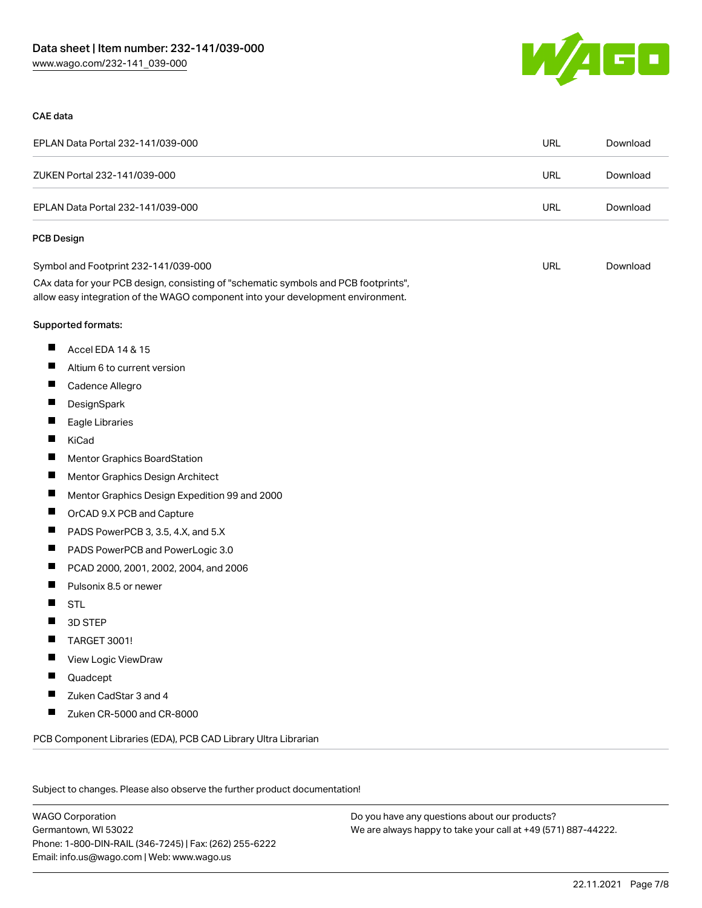### CAE data

| | | |
|---|---|---|
| EPLAN Data Portal 232-141/039-000 | URL | Download |
| ZUKEN Portal 232-141/039-000 | URL | Download |
| EPLAN Data Portal 232-141/039-000 | URL | Download |

### PCB Design

| | | |
|---|---|---|
| Symbol and Footprint 232-141/039-000 | URL | Download |

CAx data for your PCB design, consisting of "schematic symbols and PCB footprints", allow easy integration of the WAGO component into your development environment.

Supported formats:

- Accel EDA 14 & 15
- Altium 6 to current version
- Cadence Allegro
- DesignSpark
- Eagle Libraries
- KiCad
- Mentor Graphics BoardStation
- Mentor Graphics Design Architect
- Mentor Graphics Design Expedition 99 and 2000
- OrCAD 9.X PCB and Capture
- PADS PowerPCB 3, 3.5, 4.X, and 5.X
- PADS PowerPCB and PowerLogic 3.0
- PCAD 2000, 2001, 2002, 2004, and 2006
- Pulsonix 8.5 or newer
- STL
- 3D STEP
- TARGET 3001!
- View Logic ViewDraw
- Quadcept
- Zuken CadStar 3 and 4
- Zuken CR-5000 and CR-8000

PCB Component Libraries (EDA), PCB CAD Library Ultra Librarian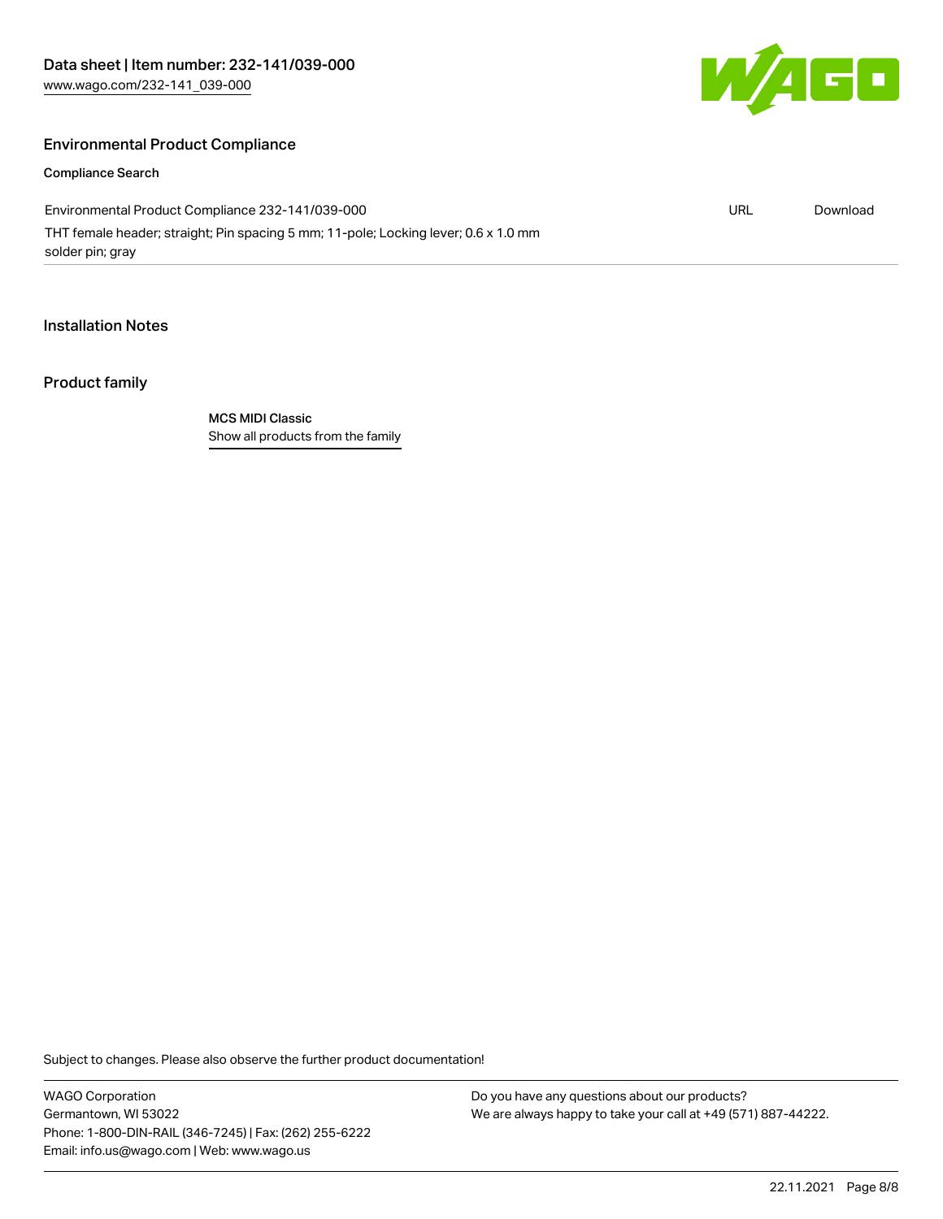## Environmental Product Compliance

### Compliance Search

| | | |
|---|---|---|
| Environmental Product Compliance 232-141/039-000<br>THT female header; straight; Pin spacing 5 mm; 11-pole; Locking lever; 0.6 x 1.0 mm solder pin; gray | URL | Download |

## Installation Notes

## Product family

MCS MIDI Classic
Show all products from the family

Subject to changes. Please also observe the further product documentation!

WAGO Corporation
Germantown, WI 53022
Phone: 1-800-DIN-RAIL (346-7245) | Fax: (262) 255-6222
Email: info.us@wago.com | Web: www.wago.us

Do you have any questions about our products?
We are always happy to take your call at +49 (571) 887-44222.